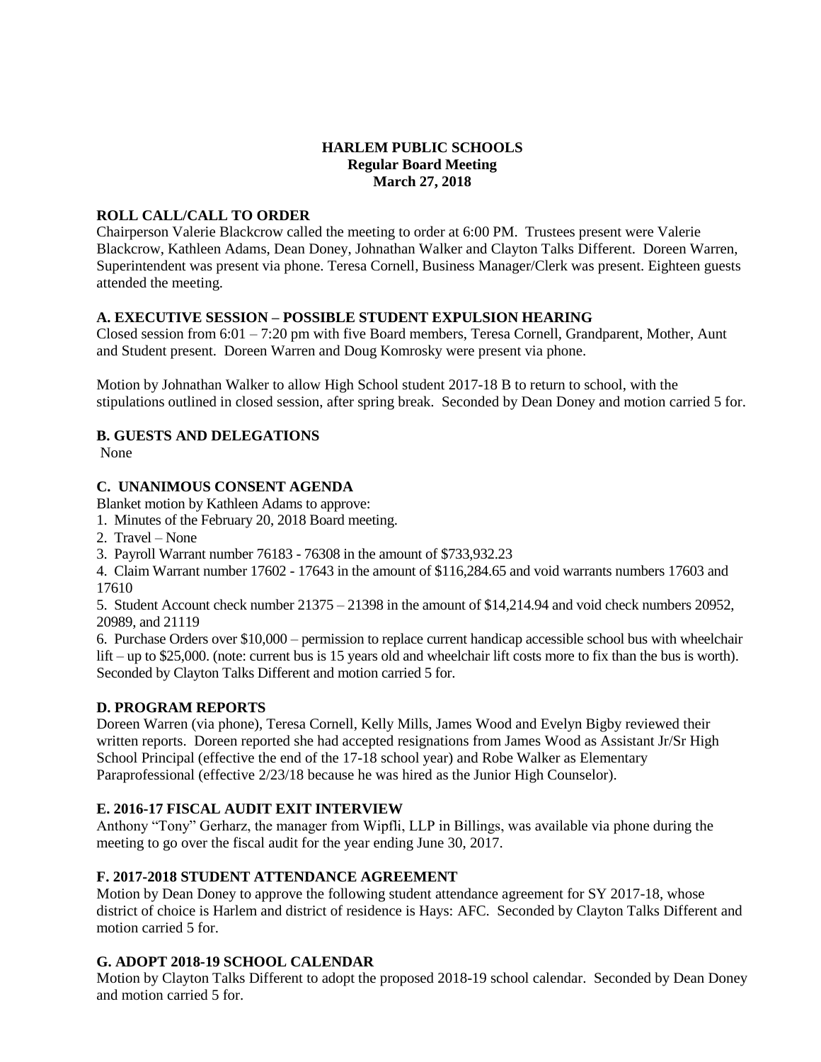# HARLEM PUBLIC SCHOOLS
## Regular Board Meeting
## March 27, 2018

### ROLL CALL/CALL TO ORDER

Chairperson Valerie Blackcrow called the meeting to order at 6:00 PM. Trustees present were Valerie Blackcrow, Kathleen Adams, Dean Doney, Johnathan Walker and Clayton Talks Different. Doreen Warren, Superintendent was present via phone. Teresa Cornell, Business Manager/Clerk was present. Eighteen guests attended the meeting.

### A. EXECUTIVE SESSION – POSSIBLE STUDENT EXPULSION HEARING

Closed session from 6:01 – 7:20 pm with five Board members, Teresa Cornell, Grandparent, Mother, Aunt and Student present. Doreen Warren and Doug Komrosky were present via phone.

Motion by Johnathan Walker to allow High School student 2017-18 B to return to school, with the stipulations outlined in closed session, after spring break. Seconded by Dean Doney and motion carried 5 for.

### B. GUESTS AND DELEGATIONS

None

### C. UNANIMOUS CONSENT AGENDA

Blanket motion by Kathleen Adams to approve:

1. Minutes of the February 20, 2018 Board meeting.
2. Travel – None
3. Payroll Warrant number 76183 - 76308 in the amount of $733,932.23
4. Claim Warrant number 17602 - 17643 in the amount of $116,284.65 and void warrants numbers 17603 and 17610
5. Student Account check number 21375 – 21398 in the amount of $14,214.94 and void check numbers 20952, 20989, and 21119
6. Purchase Orders over $10,000 – permission to replace current handicap accessible school bus with wheelchair lift – up to $25,000. (note: current bus is 15 years old and wheelchair lift costs more to fix than the bus is worth).

Seconded by Clayton Talks Different and motion carried 5 for.

### D. PROGRAM REPORTS

Doreen Warren (via phone), Teresa Cornell, Kelly Mills, James Wood and Evelyn Bigby reviewed their written reports. Doreen reported she had accepted resignations from James Wood as Assistant Jr/Sr High School Principal (effective the end of the 17-18 school year) and Robe Walker as Elementary Paraprofessional (effective 2/23/18 because he was hired as the Junior High Counselor).

### E. 2016-17 FISCAL AUDIT EXIT INTERVIEW

Anthony "Tony" Gerharz, the manager from Wipfli, LLP in Billings, was available via phone during the meeting to go over the fiscal audit for the year ending June 30, 2017.

### F. 2017-2018 STUDENT ATTENDANCE AGREEMENT

Motion by Dean Doney to approve the following student attendance agreement for SY 2017-18, whose district of choice is Harlem and district of residence is Hays: AFC. Seconded by Clayton Talks Different and motion carried 5 for.

### G. ADOPT 2018-19 SCHOOL CALENDAR

Motion by Clayton Talks Different to adopt the proposed 2018-19 school calendar. Seconded by Dean Doney and motion carried 5 for.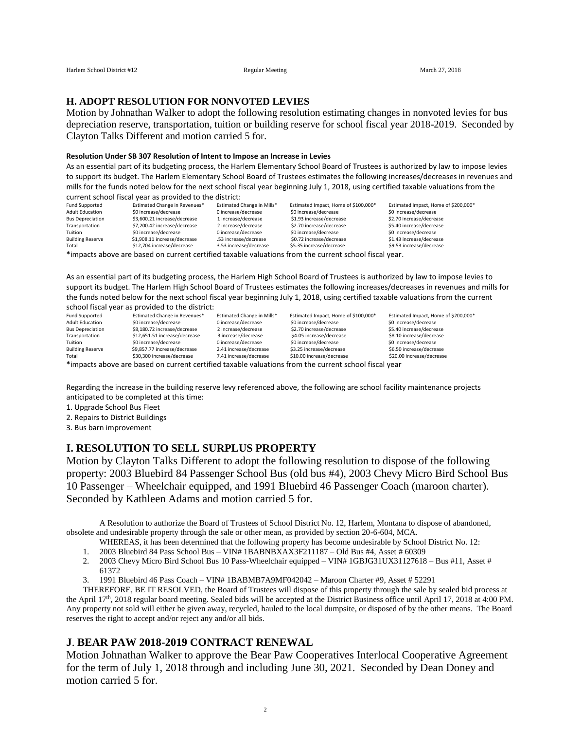## H. ADOPT RESOLUTION FOR NONVOTED LEVIES

Motion by Johnathan Walker to adopt the following resolution estimating changes in nonvoted levies for bus depreciation reserve, transportation, tuition or building reserve for school fiscal year 2018-2019. Seconded by Clayton Talks Different and motion carried 5 for.

**Resolution Under SB 307 Resolution of Intent to Impose an Increase in Levies**

As an essential part of its budgeting process, the Harlem Elementary School Board of Trustees is authorized by law to impose levies to support its budget. The Harlem Elementary School Board of Trustees estimates the following increases/decreases in revenues and mills for the funds noted below for the next school fiscal year beginning July 1, 2018, using certified taxable valuations from the current school fiscal year as provided to the district:

| Fund Supported | Estimated Change in Revenues* | Estimated Change in Mills* | Estimated Impact, Home of $100,000* | Estimated Impact, Home of $200,000* |
|---|---|---|---|---|
| Adult Education | $0 increase/decrease | 0 increase/decrease | $0 increase/decrease | $0 increase/decrease |
| Bus Depreciation | $3,600.21 increase/decrease | 1 increase/decrease | $1.93 increase/decrease | $2.70 increase/decrease |
| Transportation | $7,200.42 increase/decrease | 2 increase/decrease | $2.70 increase/decrease | $5.40 increase/decrease |
| Tuition | $0 increase/decrease | 0 increase/decrease | $0 increase/decrease | $0 increase/decrease |
| Building Reserve | $1,908.11 increase/decrease | .53 increase/decrease | $0.72 increase/decrease | $1.43 increase/decrease |
| Total | $12,704 increase/decrease | 3.53 increase/decrease | $5.35 increase/decrease | $9.53 increase/decrease |

*impacts above are based on current certified taxable valuations from the current school fiscal year.

As an essential part of its budgeting process, the Harlem High School Board of Trustees is authorized by law to impose levies to support its budget. The Harlem High School Board of Trustees estimates the following increases/decreases in revenues and mills for the funds noted below for the next school fiscal year beginning July 1, 2018, using certified taxable valuations from the current school fiscal year as provided to the district:

| Fund Supported | Estimated Change in Revenues* | Estimated Change in Mills* | Estimated Impact, Home of $100,000* | Estimated Impact, Home of $200,000* |
|---|---|---|---|---|
| Adult Education | $0 increase/decrease | 0 increase/decrease | $0 increase/decrease | $0 increase/decrease |
| Bus Depreciation | $8,180.72 increase/decrease | 2 increase/decrease | $2.70 increase/decrease | $5.40 increase/decrease |
| Transportation | $12,651.51 increase/decrease | 3 increase/decrease | $4.05 increase/decrease | $8.10 increase/decrease |
| Tuition | $0 increase/decrease | 0 increase/decrease | $0 increase/decrease | $0 increase/decrease |
| Building Reserve | $9,857.77 increase/decrease | 2.41 increase/decrease | $3.25 increase/decrease | $6.50 increase/decrease |
| Total | $30,300 increase/decrease | 7.41 increase/decrease | $10.00 increase/decrease | $20.00 increase/decrease |

*impacts above are based on current certified taxable valuations from the current school fiscal year

Regarding the increase in the building reserve levy referenced above, the following are school facility maintenance projects anticipated to be completed at this time:

1. Upgrade School Bus Fleet
2. Repairs to District Buildings
3. Bus barn improvement

## I. RESOLUTION TO SELL SURPLUS PROPERTY

Motion by Clayton Talks Different to adopt the following resolution to dispose of the following property: 2003 Bluebird 84 Passenger School Bus (old bus #4), 2003 Chevy Micro Bird School Bus 10 Passenger – Wheelchair equipped, and 1991 Bluebird 46 Passenger Coach (maroon charter). Seconded by Kathleen Adams and motion carried 5 for.

A Resolution to authorize the Board of Trustees of School District No. 12, Harlem, Montana to dispose of abandoned, obsolete and undesirable property through the sale or other mean, as provided by section 20-6-604, MCA.

WHEREAS, it has been determined that the following property has become undesirable by School District No. 12:

1. 2003 Bluebird 84 Pass School Bus – VIN# 1BABNBXAX3F211187 – Old Bus #4, Asset # 60309
2. 2003 Chevy Micro Bird School Bus 10 Pass-Wheelchair equipped – VIN# 1GBJG31UX31127618 – Bus #11, Asset # 61372
3. 1991 Bluebird 46 Pass Coach – VIN# 1BABMB7A9MF042042 – Maroon Charter #9, Asset # 52291

THEREFORE, BE IT RESOLVED, the Board of Trustees will dispose of this property through the sale by sealed bid process at the April 17th, 2018 regular board meeting. Sealed bids will be accepted at the District Business office until April 17, 2018 at 4:00 PM. Any property not sold will either be given away, recycled, hauled to the local dumpsite, or disposed of by the other means. The Board reserves the right to accept and/or reject any and/or all bids.

## J. BEAR PAW 2018-2019 CONTRACT RENEWAL

Motion Johnathan Walker to approve the Bear Paw Cooperatives Interlocal Cooperative Agreement for the term of July 1, 2018 through and including June 30, 2021. Seconded by Dean Doney and motion carried 5 for.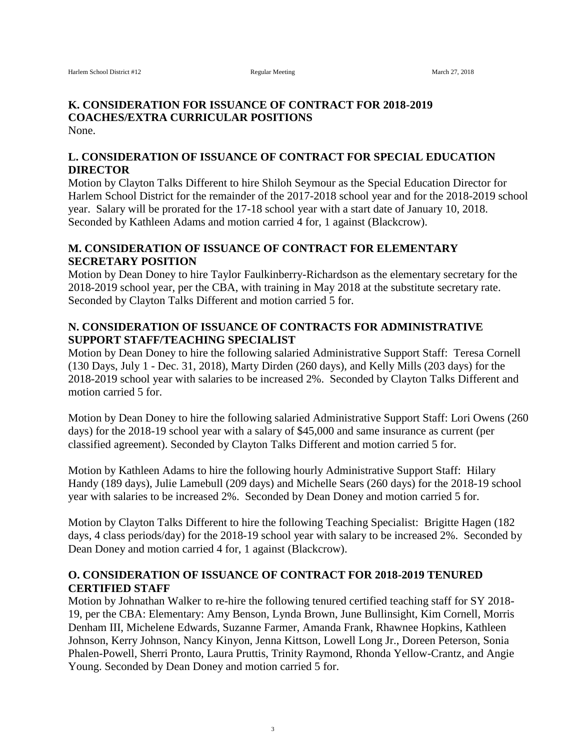## K. CONSIDERATION FOR ISSUANCE OF CONTRACT FOR 2018-2019 COACHES/EXTRA CURRICULAR POSITIONS

None.

## L. CONSIDERATION OF ISSUANCE OF CONTRACT FOR SPECIAL EDUCATION DIRECTOR

Motion by Clayton Talks Different to hire Shiloh Seymour as the Special Education Director for Harlem School District for the remainder of the 2017-2018 school year and for the 2018-2019 school year. Salary will be prorated for the 17-18 school year with a start date of January 10, 2018. Seconded by Kathleen Adams and motion carried 4 for, 1 against (Blackcrow).

## M. CONSIDERATION OF ISSUANCE OF CONTRACT FOR ELEMENTARY SECRETARY POSITION

Motion by Dean Doney to hire Taylor Faulkinberry-Richardson as the elementary secretary for the 2018-2019 school year, per the CBA, with training in May 2018 at the substitute secretary rate. Seconded by Clayton Talks Different and motion carried 5 for.

## N. CONSIDERATION OF ISSUANCE OF CONTRACTS FOR ADMINISTRATIVE SUPPORT STAFF/TEACHING SPECIALIST

Motion by Dean Doney to hire the following salaried Administrative Support Staff: Teresa Cornell (130 Days, July 1 - Dec. 31, 2018), Marty Dirden (260 days), and Kelly Mills (203 days) for the 2018-2019 school year with salaries to be increased 2%. Seconded by Clayton Talks Different and motion carried 5 for.

Motion by Dean Doney to hire the following salaried Administrative Support Staff: Lori Owens (260 days) for the 2018-19 school year with a salary of $45,000 and same insurance as current (per classified agreement). Seconded by Clayton Talks Different and motion carried 5 for.

Motion by Kathleen Adams to hire the following hourly Administrative Support Staff: Hilary Handy (189 days), Julie Lamebull (209 days) and Michelle Sears (260 days) for the 2018-19 school year with salaries to be increased 2%. Seconded by Dean Doney and motion carried 5 for.

Motion by Clayton Talks Different to hire the following Teaching Specialist: Brigitte Hagen (182 days, 4 class periods/day) for the 2018-19 school year with salary to be increased 2%. Seconded by Dean Doney and motion carried 4 for, 1 against (Blackcrow).

## O. CONSIDERATION OF ISSUANCE OF CONTRACT FOR 2018-2019 TENURED CERTIFIED STAFF

Motion by Johnathan Walker to re-hire the following tenured certified teaching staff for SY 2018-19, per the CBA: Elementary: Amy Benson, Lynda Brown, June Bullinsight, Kim Cornell, Morris Denham III, Michelene Edwards, Suzanne Farmer, Amanda Frank, Rhawnee Hopkins, Kathleen Johnson, Kerry Johnson, Nancy Kinyon, Jenna Kittson, Lowell Long Jr., Doreen Peterson, Sonia Phalen-Powell, Sherri Pronto, Laura Pruttis, Trinity Raymond, Rhonda Yellow-Crantz, and Angie Young. Seconded by Dean Doney and motion carried 5 for.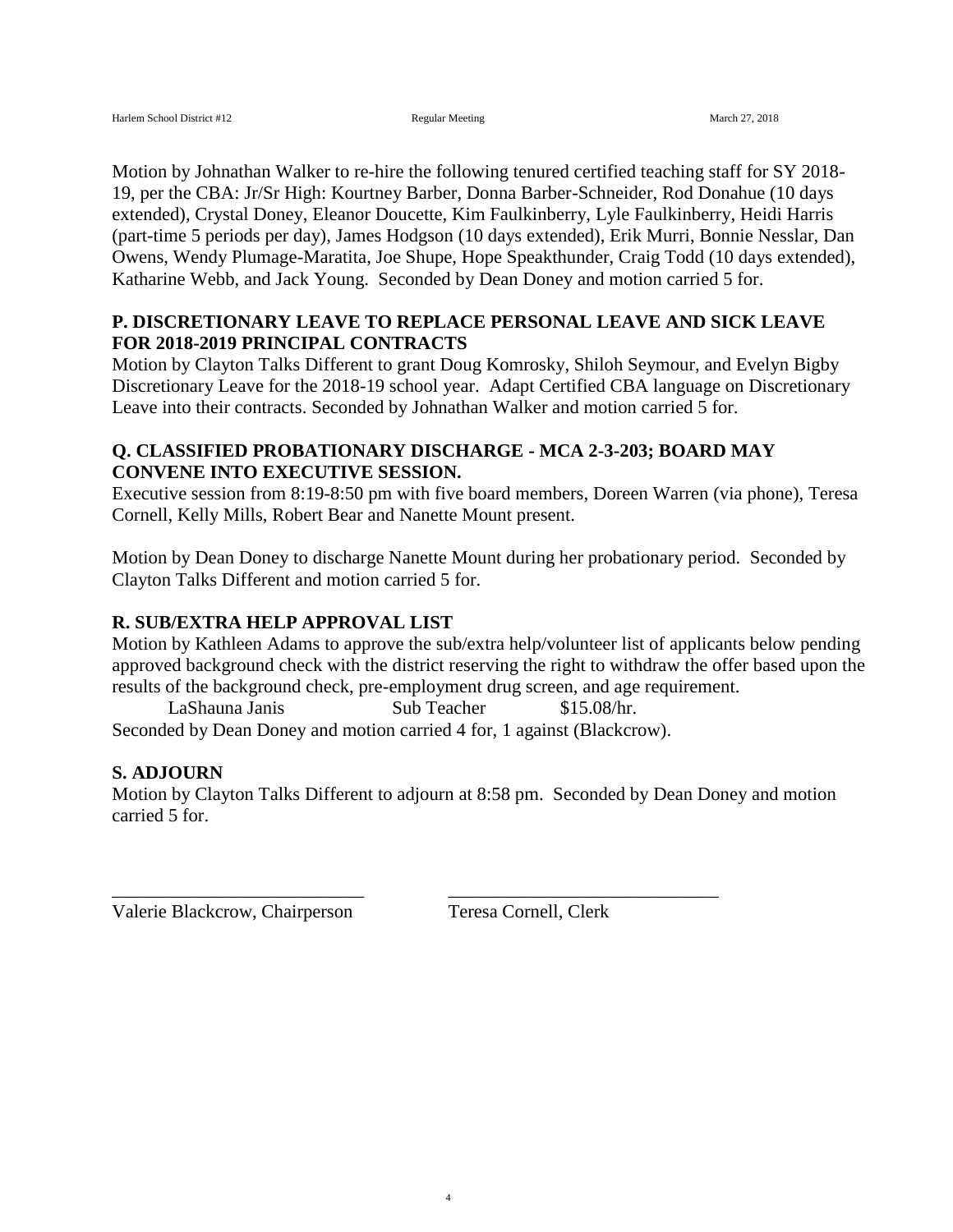Motion by Johnathan Walker to re-hire the following tenured certified teaching staff for SY 2018-19, per the CBA: Jr/Sr High: Kourtney Barber, Donna Barber-Schneider, Rod Donahue (10 days extended), Crystal Doney, Eleanor Doucette, Kim Faulkinberry, Lyle Faulkinberry, Heidi Harris (part-time 5 periods per day), James Hodgson (10 days extended), Erik Murri, Bonnie Nesslar, Dan Owens, Wendy Plumage-Maratita, Joe Shupe, Hope Speakthunder, Craig Todd (10 days extended), Katharine Webb, and Jack Young. Seconded by Dean Doney and motion carried 5 for.

**P. DISCRETIONARY LEAVE TO REPLACE PERSONAL LEAVE AND SICK LEAVE FOR 2018-2019 PRINCIPAL CONTRACTS**

Motion by Clayton Talks Different to grant Doug Komrosky, Shiloh Seymour, and Evelyn Bigby Discretionary Leave for the 2018-19 school year. Adapt Certified CBA language on Discretionary Leave into their contracts. Seconded by Johnathan Walker and motion carried 5 for.

**Q. CLASSIFIED PROBATIONARY DISCHARGE - MCA 2-3-203; BOARD MAY CONVENE INTO EXECUTIVE SESSION.**

Executive session from 8:19-8:50 pm with five board members, Doreen Warren (via phone), Teresa Cornell, Kelly Mills, Robert Bear and Nanette Mount present.

Motion by Dean Doney to discharge Nanette Mount during her probationary period. Seconded by Clayton Talks Different and motion carried 5 for.

**R. SUB/EXTRA HELP APPROVAL LIST**

Motion by Kathleen Adams to approve the sub/extra help/volunteer list of applicants below pending approved background check with the district reserving the right to withdraw the offer based upon the results of the background check, pre-employment drug screen, and age requirement.

| | | |
|---|---|---|
| LaShauna Janis | Sub Teacher | $15.08/hr. |

Seconded by Dean Doney and motion carried 4 for, 1 against (Blackcrow).

**S. ADJOURN**

Motion by Clayton Talks Different to adjourn at 8:58 pm. Seconded by Dean Doney and motion carried 5 for.

\_\_\_\_\_\_\_\_\_\_\_\_\_\_\_\_\_\_\_\_\_\_\_\_\_\_\_\_ \_\_\_\_\_\_\_\_\_\_\_\_\_\_\_\_\_\_\_\_\_\_\_\_\_\_\_\_\_\_

Valerie Blackcrow, Chairperson Teresa Cornell, Clerk